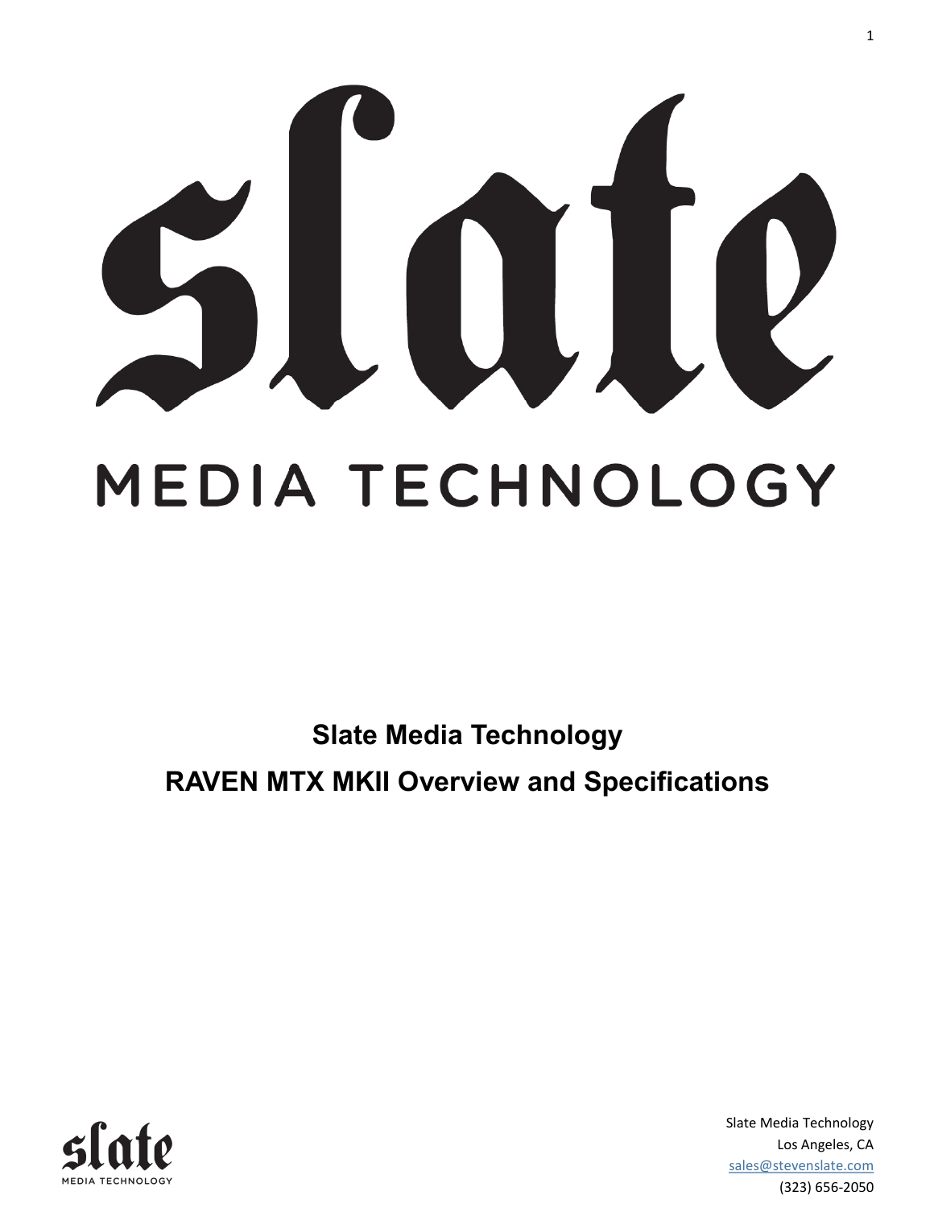# slate

MEDIA TECHNOLOGY

## Slate Media Technology

## RAVEN MTX MKII Overview and Specifications

Slate Media Technology
Los Angeles, CA
sales@stevenslate.com
(323) 656-2050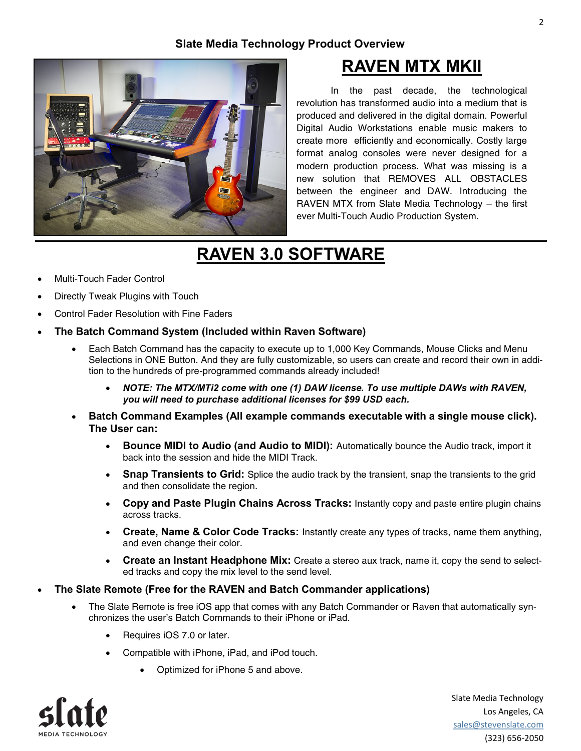### Slate Media Technology Product Overview

# RAVEN MTX MKII

In the past decade, the technological revolution has transformed audio into a medium that is produced and delivered in the digital domain. Powerful Digital Audio Workstations enable music makers to create more efficiently and economically. Costly large format analog consoles were never designed for a modern production process. What was missing is a new solution that REMOVES ALL OBSTACLES between the engineer and DAW. Introducing the RAVEN MTX from Slate Media Technology – the first ever Multi-Touch Audio Production System.

# RAVEN 3.0 SOFTWARE

- Multi-Touch Fader Control
- Directly Tweak Plugins with Touch
- Control Fader Resolution with Fine Faders
- **The Batch Command System (Included within Raven Software)**
    - Each Batch Command has the capacity to execute up to 1,000 Key Commands, Mouse Clicks and Menu Selections in ONE Button. And they are fully customizable, so users can create and record their own in addition to the hundreds of pre-programmed commands already included!
        - ***NOTE: The MTX/MTi2 come with one (1) DAW license. To use multiple DAWs with RAVEN, you will need to purchase additional licenses for $99 USD each.***
    - **Batch Command Examples (All example commands executable with a single mouse click). The User can:**
        - **Bounce MIDI to Audio (and Audio to MIDI):** Automatically bounce the Audio track, import it back into the session and hide the MIDI Track.
        - **Snap Transients to Grid:** Splice the audio track by the transient, snap the transients to the grid and then consolidate the region.
        - **Copy and Paste Plugin Chains Across Tracks:** Instantly copy and paste entire plugin chains across tracks.
        - **Create, Name & Color Code Tracks:** Instantly create any types of tracks, name them anything, and even change their color.
        - **Create an Instant Headphone Mix:** Create a stereo aux track, name it, copy the send to selected tracks and copy the mix level to the send level.
- **The Slate Remote (Free for the RAVEN and Batch Commander applications)**
    - The Slate Remote is free iOS app that comes with any Batch Commander or Raven that automatically synchronizes the user's Batch Commands to their iPhone or iPad.
        - Requires iOS 7.0 or later.
        - Compatible with iPhone, iPad, and iPod touch.
            - Optimized for iPhone 5 and above.

Slate Media Technology
Los Angeles, CA
sales@stevenslate.com
(323) 656-2050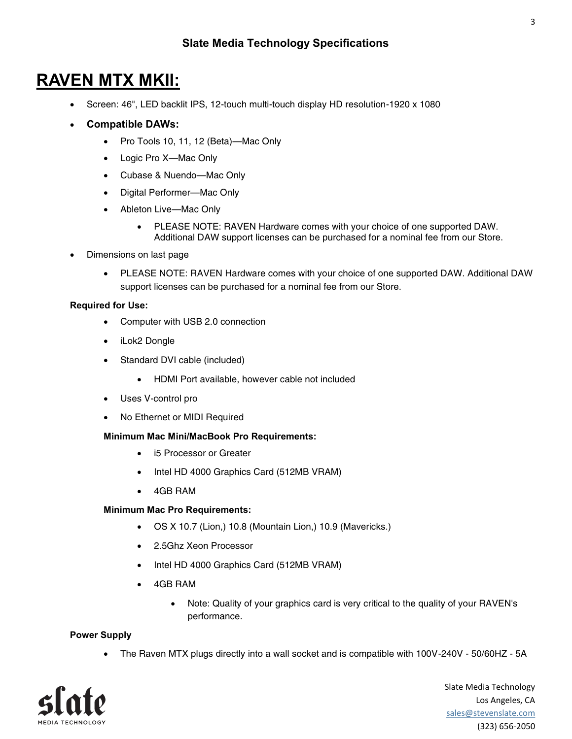## Slate Media Technology Specifications

# RAVEN MTX MKII:

- Screen: 46", LED backlit IPS, 12-touch multi-touch display HD resolution-1920 x 1080
- **Compatible DAWs:**
  - Pro Tools 10, 11, 12 (Beta)—Mac Only
  - Logic Pro X—Mac Only
  - Cubase & Nuendo—Mac Only
  - Digital Performer—Mac Only
  - Ableton Live—Mac Only
    - PLEASE NOTE: RAVEN Hardware comes with your choice of one supported DAW. Additional DAW support licenses can be purchased for a nominal fee from our Store.
- Dimensions on last page
  - PLEASE NOTE: RAVEN Hardware comes with your choice of one supported DAW. Additional DAW support licenses can be purchased for a nominal fee from our Store.

**Required for Use:**

- Computer with USB 2.0 connection
- iLok2 Dongle
- Standard DVI cable (included)
  - HDMI Port available, however cable not included
- Uses V-control pro
- No Ethernet or MIDI Required

**Minimum Mac Mini/MacBook Pro Requirements:**

- i5 Processor or Greater
- Intel HD 4000 Graphics Card (512MB VRAM)
- 4GB RAM

**Minimum Mac Pro Requirements:**

- OS X 10.7 (Lion,) 10.8 (Mountain Lion,) 10.9 (Mavericks.)
- 2.5Ghz Xeon Processor
- Intel HD 4000 Graphics Card (512MB VRAM)
- 4GB RAM
  - Note: Quality of your graphics card is very critical to the quality of your RAVEN's performance.

**Power Supply**

- The Raven MTX plugs directly into a wall socket and is compatible with 100V-240V - 50/60HZ - 5A

Slate Media Technology
Los Angeles, CA
sales@stevenslate.com
(323) 656-2050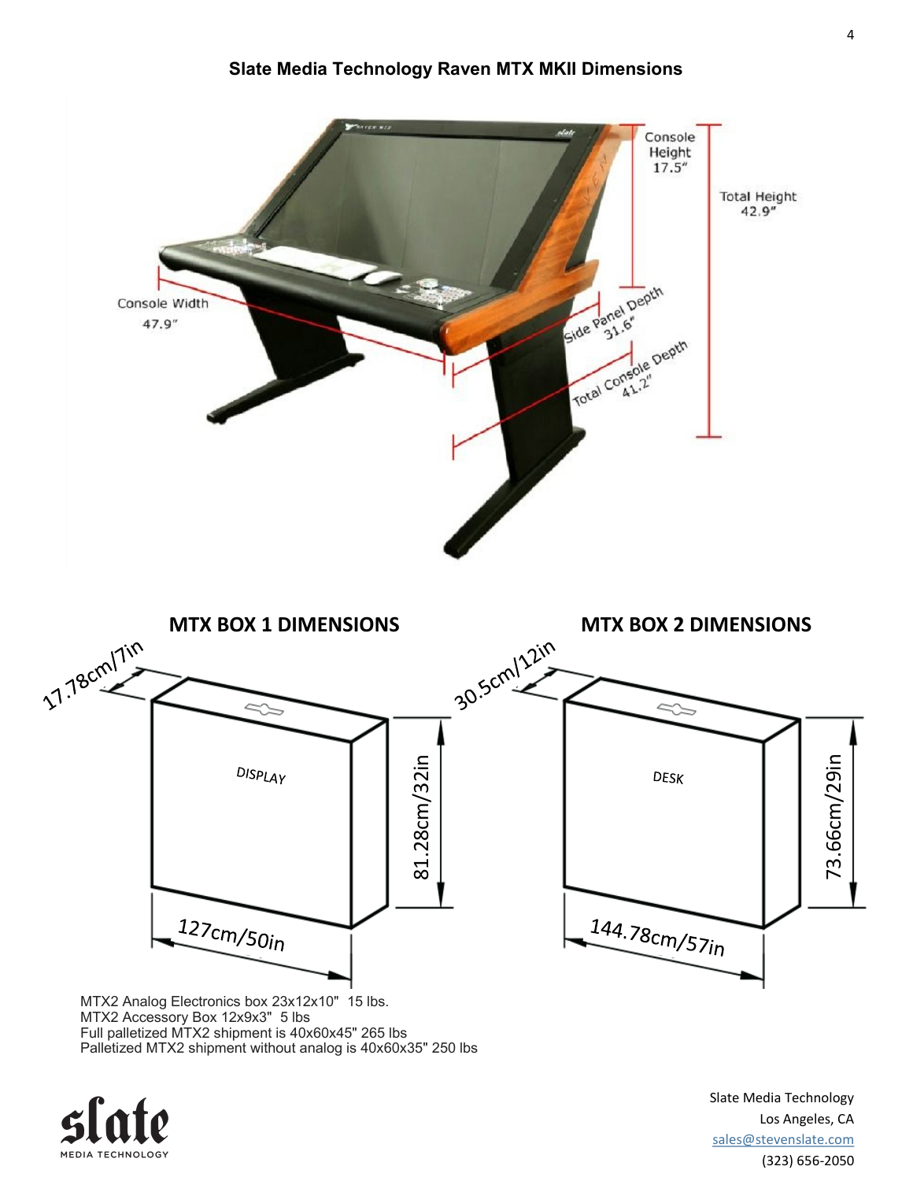# Slate Media Technology Raven MTX MKII Dimensions

Console Height 17.5"

Total Height 42.9"

Console Width 47.9"

Side Panel Depth 31.6"

Total Console Depth 41.2"

## MTX BOX 1 DIMENSIONS

DISPLAY

17.78cm/7in

81.28cm/32in

127cm/50in

## MTX BOX 2 DIMENSIONS

DESK

30.5cm/12in

73.66cm/29in

144.78cm/57in

MTX2 Analog Electronics box 23x12x10" 15 lbs.
MTX2 Accessory Box 12x9x3" 5 lbs
Full palletized MTX2 shipment is 40x60x45" 265 lbs
Palletized MTX2 shipment without analog is 40x60x35" 250 lbs

slate MEDIA TECHNOLOGY

Slate Media Technology
Los Angeles, CA
sales@stevenslate.com
(323) 656-2050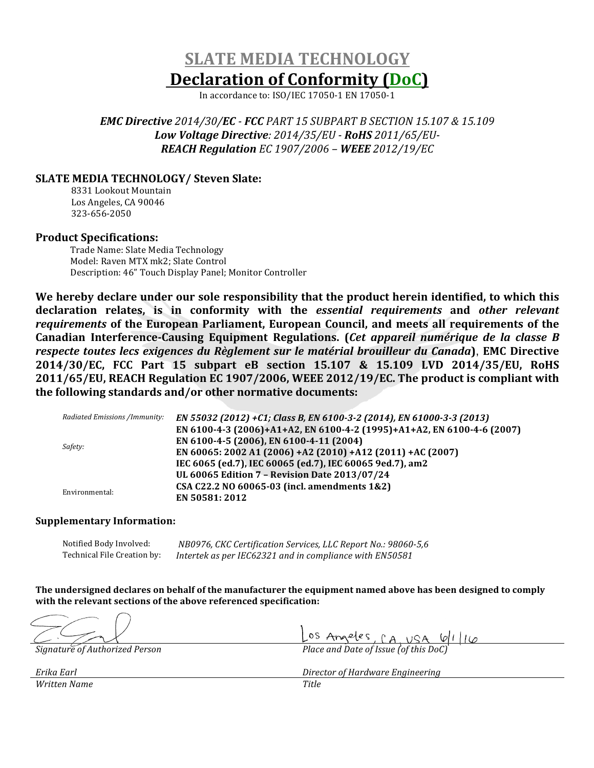# SLATE MEDIA TECHNOLOGY

# Declaration of Conformity (DoC)

In accordance to: ISO/IEC 17050-1 EN 17050-1

***EMC Directive** 2014/30/**EC** - **FCC** PART 15 SUBPART B SECTION 15.107 & 15.109*
***Low Voltage Directive**: 2014/35/EU - **RoHS** 2011/65/EU-*
***REACH Regulation** EC 1907/2006 – **WEEE** 2012/19/EC*

**SLATE MEDIA TECHNOLOGY/ Steven Slate:**

8331 Lookout Mountain
Los Angeles, CA 90046
323-656-2050

**Product Specifications:**

Trade Name: Slate Media Technology
Model: Raven MTX mk2; Slate Control
Description: 46" Touch Display Panel; Monitor Controller

**We hereby declare under our sole responsibility that the product herein identified, to which this declaration relates, is in conformity with the *essential requirements* and *other relevant requirements* of the European Parliament, European Council, and meets all requirements of the Canadian Interference-Causing Equipment Regulations. (*Cet appareil numérique de la classe B respecte toutes lecs exigences du Règlement sur le matériel brouilleur du Canada*), EMC Directive 2014/30/EC, FCC Part 15 subpart eB section 15.107 & 15.109 LVD 2014/35/EU, RoHS 2011/65/EU, REACH Regulation EC 1907/2006, WEEE 2012/19/EC. The product is compliant with the following standards and/or other normative documents:**

| | |
|---|---|
| *Radiated Emissions /Immunity:* | ***EN 55032 (2012) +C1; Class B, EN 6100-3-2 (2014), EN 61000-3-3 (2013)*** |
| | **EN 6100-4-3 (2006)+A1+A2, EN 6100-4-2 (1995)+A1+A2, EN 6100-4-6 (2007)** |
| | **EN 6100-4-5 (2006), EN 6100-4-11 (2004)** |
| *Safety:* | **EN 60065: 2002 A1 (2006) +A2 (2010) +A12 (2011) +AC (2007)** |
| | **IEC 6065 (ed.7), IEC 60065 (ed.7), IEC 60065 9ed.7), am2** |
| | **UL 60065 Edition 7 – Revision Date 2013/07/24** |
| Environmental: | **CSA C22.2 NO 60065-03 (incl. amendments 1&2)** |
| | **EN 50581: 2012** |

**Supplementary Information:**

| | |
|---|---|
| Notified Body Involved: | *NB0976, CKC Certification Services, LLC Report No.: 98060-5,6* |
| Technical File Creation by: | *Intertek as per IEC62321 and in compliance with EN50581* |

**The undersigned declares on behalf of the manufacturer the equipment named above has been designed to comply with the relevant sections of the above referenced specification:**

| | |
|---|---|
| [signature] | Los Angeles, CA, USA 6/1/16 |
| *Signature of Authorized Person* | *Place and Date of Issue (of this DoC)* |
| *Erika Earl* | *Director of Hardware Engineering* |
| *Written Name* | *Title* |